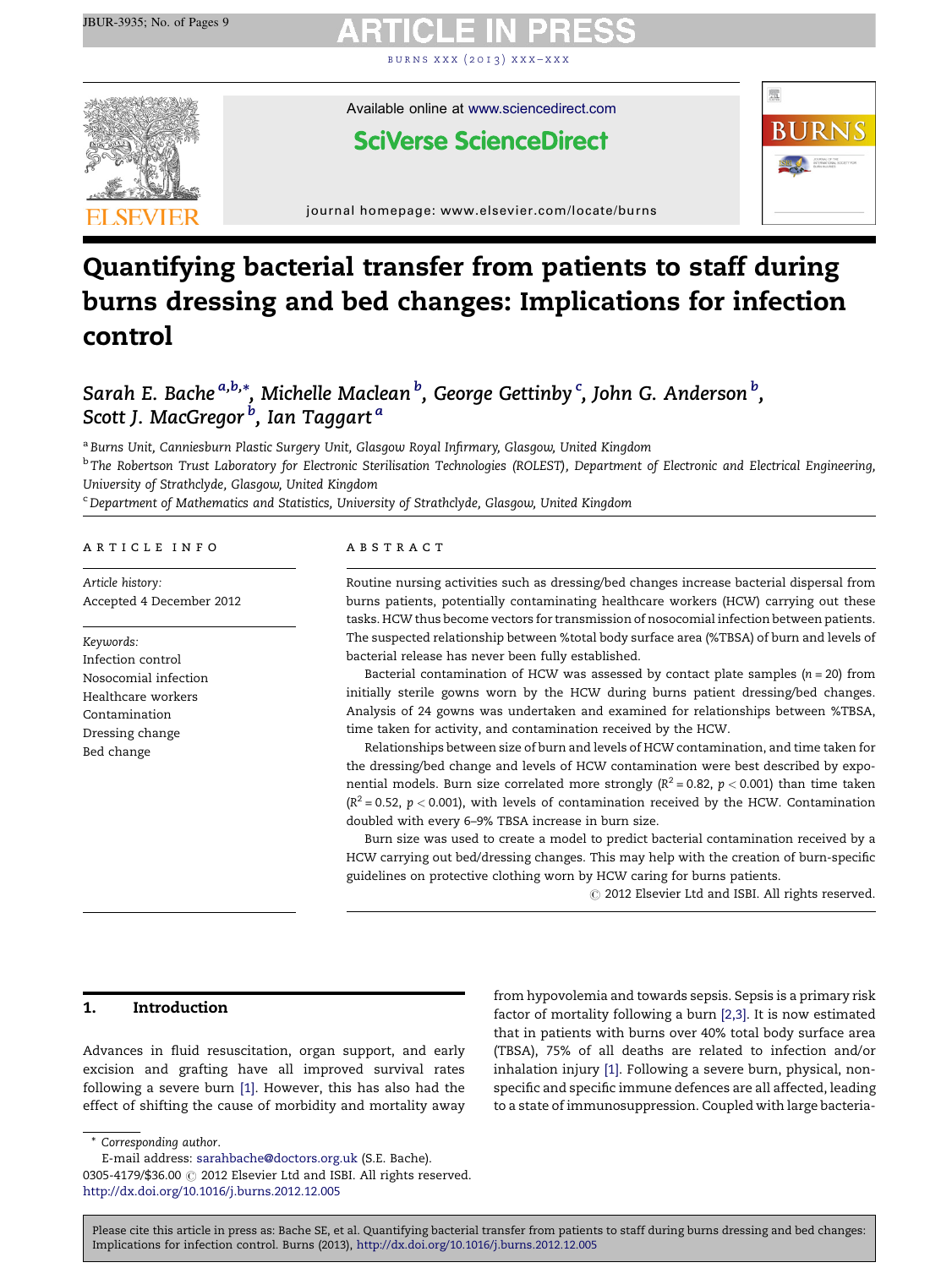# Quantifying bacterial transfer from patients to staff during burns dressing and bed changes: Implications for infection control

Sarah E. Bache [a,b,*], Michelle Maclean [b], George Gettinby [c], John G. Anderson [b], Scott J. MacGregor [b], Ian Taggart [a]

[a] Burns Unit, Canniesburn Plastic Surgery Unit, Glasgow Royal Infirmary, Glasgow, United Kingdom

[b] The Robertson Trust Laboratory for Electronic Sterilisation Technologies (ROLEST), Department of Electronic and Electrical Engineering, University of Strathclyde, Glasgow, United Kingdom

[c] Department of Mathematics and Statistics, University of Strathclyde, Glasgow, United Kingdom

## ARTICLE INFO

*Article history:*
Accepted 4 December 2012

*Keywords:*
Infection control
Nosocomial infection
Healthcare workers
Contamination
Dressing change
Bed change

## ABSTRACT

Routine nursing activities such as dressing/bed changes increase bacterial dispersal from burns patients, potentially contaminating healthcare workers (HCW) carrying out these tasks. HCW thus become vectors for transmission of nosocomial infection between patients. The suspected relationship between %total body surface area (%TBSA) of burn and levels of bacterial release has never been fully established.

Bacterial contamination of HCW was assessed by contact plate samples ($n = 20$) from initially sterile gowns worn by the HCW during burns patient dressing/bed changes. Analysis of 24 gowns was undertaken and examined for relationships between %TBSA, time taken for activity, and contamination received by the HCW.

Relationships between size of burn and levels of HCW contamination, and time taken for the dressing/bed change and levels of HCW contamination were best described by exponential models. Burn size correlated more strongly ($R^2 = 0.82$, $p < 0.001$) than time taken ($R^2 = 0.52$, $p < 0.001$), with levels of contamination received by the HCW. Contamination doubled with every 6–9% TBSA increase in burn size.

Burn size was used to create a model to predict bacterial contamination received by a HCW carrying out bed/dressing changes. This may help with the creation of burn-specific guidelines on protective clothing worn by HCW caring for burns patients.

© 2012 Elsevier Ltd and ISBI. All rights reserved.

## 1. Introduction

Advances in fluid resuscitation, organ support, and early excision and grafting have all improved survival rates following a severe burn [1]. However, this has also had the effect of shifting the cause of morbidity and mortality away from hypovolemia and towards sepsis. Sepsis is a primary risk factor of mortality following a burn [2,3]. It is now estimated that in patients with burns over 40% total body surface area (TBSA), 75% of all deaths are related to infection and/or inhalation injury [1]. Following a severe burn, physical, non-specific and specific immune defences are all affected, leading to a state of immunosuppression. Coupled with large bacteria-

\* Corresponding author.
E-mail address: sarahbache@doctors.org.uk (S.E. Bache).
0305-4179/$36.00 © 2012 Elsevier Ltd and ISBI. All rights reserved.
http://dx.doi.org/10.1016/j.burns.2012.12.005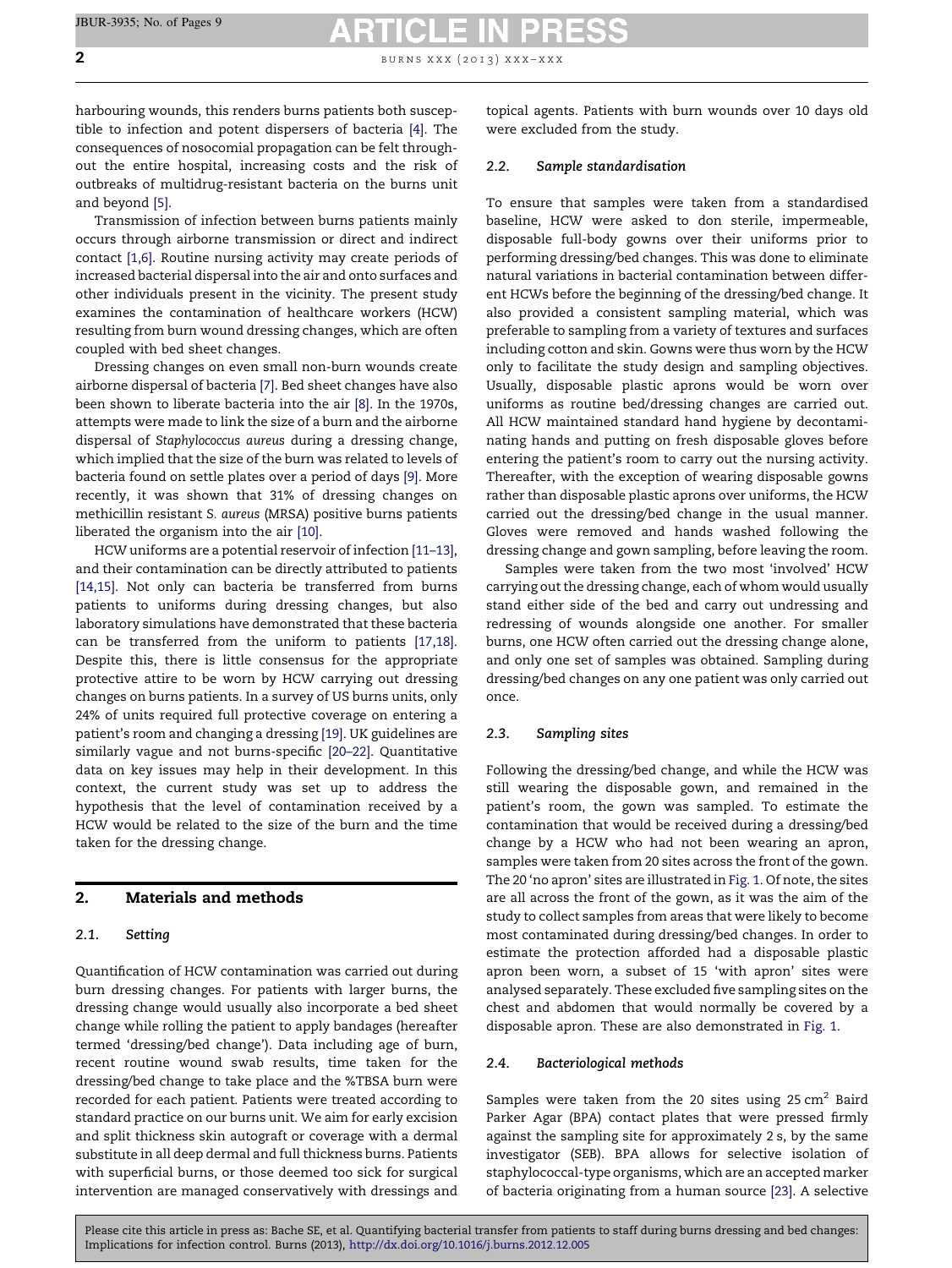harbouring wounds, this renders burns patients both susceptible to infection and potent dispersers of bacteria [4]. The consequences of nosocomial propagation can be felt throughout the entire hospital, increasing costs and the risk of outbreaks of multidrug-resistant bacteria on the burns unit and beyond [5].

Transmission of infection between burns patients mainly occurs through airborne transmission or direct and indirect contact [1,6]. Routine nursing activity may create periods of increased bacterial dispersal into the air and onto surfaces and other individuals present in the vicinity. The present study examines the contamination of healthcare workers (HCW) resulting from burn wound dressing changes, which are often coupled with bed sheet changes.

Dressing changes on even small non-burn wounds create airborne dispersal of bacteria [7]. Bed sheet changes have also been shown to liberate bacteria into the air [8]. In the 1970s, attempts were made to link the size of a burn and the airborne dispersal of *Staphylococcus aureus* during a dressing change, which implied that the size of the burn was related to levels of bacteria found on settle plates over a period of days [9]. More recently, it was shown that 31% of dressing changes on methicillin resistant *S. aureus* (MRSA) positive burns patients liberated the organism into the air [10].

HCW uniforms are a potential reservoir of infection [11–13], and their contamination can be directly attributed to patients [14,15]. Not only can bacteria be transferred from burns patients to uniforms during dressing changes, but also laboratory simulations have demonstrated that these bacteria can be transferred from the uniform to patients [17,18]. Despite this, there is little consensus for the appropriate protective attire to be worn by HCW carrying out dressing changes on burns patients. In a survey of US burns units, only 24% of units required full protective coverage on entering a patient's room and changing a dressing [19]. UK guidelines are similarly vague and not burns-specific [20–22]. Quantitative data on key issues may help in their development. In this context, the current study was set up to address the hypothesis that the level of contamination received by a HCW would be related to the size of the burn and the time taken for the dressing change.

## 2. Materials and methods

### 2.1. Setting

Quantification of HCW contamination was carried out during burn dressing changes. For patients with larger burns, the dressing change would usually also incorporate a bed sheet change while rolling the patient to apply bandages (hereafter termed 'dressing/bed change'). Data including age of burn, recent routine wound swab results, time taken for the dressing/bed change to take place and the %TBSA burn were recorded for each patient. Patients were treated according to standard practice on our burns unit. We aim for early excision and split thickness skin autograft or coverage with a dermal substitute in all deep dermal and full thickness burns. Patients with superficial burns, or those deemed too sick for surgical intervention are managed conservatively with dressings and topical agents. Patients with burn wounds over 10 days old were excluded from the study.

### 2.2. Sample standardisation

To ensure that samples were taken from a standardised baseline, HCW were asked to don sterile, impermeable, disposable full-body gowns over their uniforms prior to performing dressing/bed changes. This was done to eliminate natural variations in bacterial contamination between different HCWs before the beginning of the dressing/bed change. It also provided a consistent sampling material, which was preferable to sampling from a variety of textures and surfaces including cotton and skin. Gowns were thus worn by the HCW only to facilitate the study design and sampling objectives. Usually, disposable plastic aprons would be worn over uniforms as routine bed/dressing changes are carried out. All HCW maintained standard hand hygiene by decontaminating hands and putting on fresh disposable gloves before entering the patient's room to carry out the nursing activity. Thereafter, with the exception of wearing disposable gowns rather than disposable plastic aprons over uniforms, the HCW carried out the dressing/bed change in the usual manner. Gloves were removed and hands washed following the dressing change and gown sampling, before leaving the room.

Samples were taken from the two most 'involved' HCW carrying out the dressing change, each of whom would usually stand either side of the bed and carry out undressing and redressing of wounds alongside one another. For smaller burns, one HCW often carried out the dressing change alone, and only one set of samples was obtained. Sampling during dressing/bed changes on any one patient was only carried out once.

### 2.3. Sampling sites

Following the dressing/bed change, and while the HCW was still wearing the disposable gown, and remained in the patient's room, the gown was sampled. To estimate the contamination that would be received during a dressing/bed change by a HCW who had not been wearing an apron, samples were taken from 20 sites across the front of the gown. The 20 'no apron' sites are illustrated in Fig. 1. Of note, the sites are all across the front of the gown, as it was the aim of the study to collect samples from areas that were likely to become most contaminated during dressing/bed changes. In order to estimate the protection afforded had a disposable plastic apron been worn, a subset of 15 'with apron' sites were analysed separately. These excluded five sampling sites on the chest and abdomen that would normally be covered by a disposable apron. These are also demonstrated in Fig. 1.

### 2.4. Bacteriological methods

Samples were taken from the 20 sites using 25 $cm^2$ Baird Parker Agar (BPA) contact plates that were pressed firmly against the sampling site for approximately 2 s, by the same investigator (SEB). BPA allows for selective isolation of staphylococcal-type organisms, which are an accepted marker of bacteria originating from a human source [23]. A selective

Please cite this article in press as: Bache SE, et al. Quantifying bacterial transfer from patients to staff during burns dressing and bed changes: Implications for infection control. Burns (2013), http://dx.doi.org/10.1016/j.burns.2012.12.005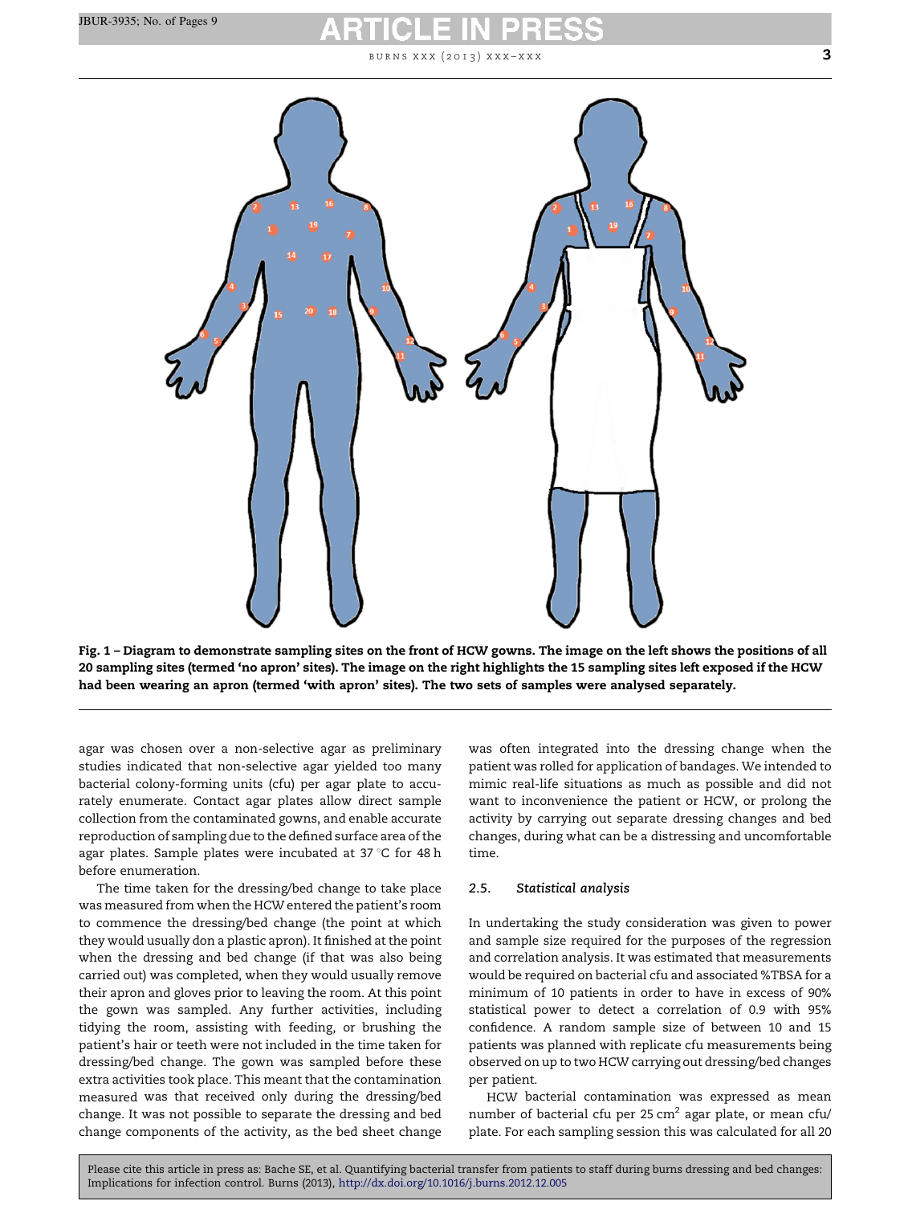1
2
3
4
5
6
7
8
9
10
11
12
13
14
15
16
17
18
19
20

**Fig. 1 – Diagram to demonstrate sampling sites on the front of HCW gowns. The image on the left shows the positions of all 20 sampling sites (termed 'no apron' sites). The image on the right highlights the 15 sampling sites left exposed if the HCW had been wearing an apron (termed 'with apron' sites). The two sets of samples were analysed separately.**

agar was chosen over a non-selective agar as preliminary studies indicated that non-selective agar yielded too many bacterial colony-forming units (cfu) per agar plate to accurately enumerate. Contact agar plates allow direct sample collection from the contaminated gowns, and enable accurate reproduction of sampling due to the defined surface area of the agar plates. Sample plates were incubated at 37 °C for 48 h before enumeration.

The time taken for the dressing/bed change to take place was measured from when the HCW entered the patient's room to commence the dressing/bed change (the point at which they would usually don a plastic apron). It finished at the point when the dressing and bed change (if that was also being carried out) was completed, when they would usually remove their apron and gloves prior to leaving the room. At this point the gown was sampled. Any further activities, including tidying the room, assisting with feeding, or brushing the patient's hair or teeth were not included in the time taken for dressing/bed change. The gown was sampled before these extra activities took place. This meant that the contamination measured was that received only during the dressing/bed change. It was not possible to separate the dressing and bed change components of the activity, as the bed sheet change was often integrated into the dressing change when the patient was rolled for application of bandages. We intended to mimic real-life situations as much as possible and did not want to inconvenience the patient or HCW, or prolong the activity by carrying out separate dressing changes and bed changes, during what can be a distressing and uncomfortable time.

### 2.5. Statistical analysis

In undertaking the study consideration was given to power and sample size required for the purposes of the regression and correlation analysis. It was estimated that measurements would be required on bacterial cfu and associated %TBSA for a minimum of 10 patients in order to have in excess of 90% statistical power to detect a correlation of 0.9 with 95% confidence. A random sample size of between 10 and 15 patients was planned with replicate cfu measurements being observed on up to two HCW carrying out dressing/bed changes per patient.

HCW bacterial contamination was expressed as mean number of bacterial cfu per 25 $cm^2$ agar plate, or mean cfu/plate. For each sampling session this was calculated for all 20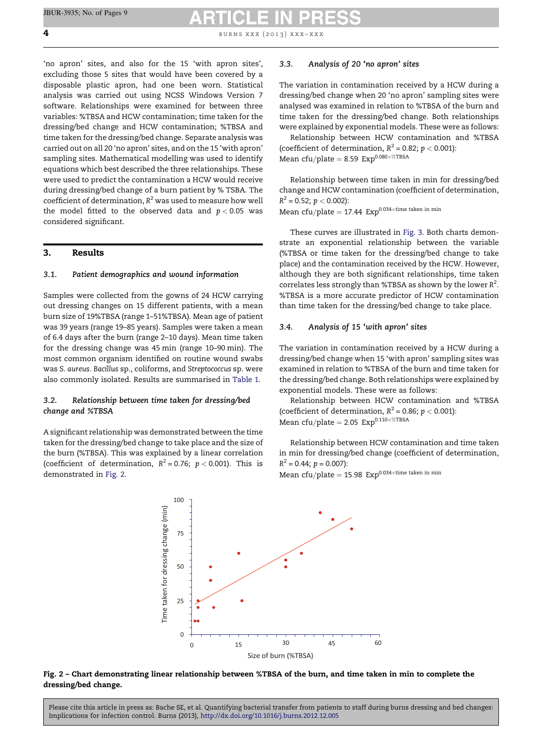'no apron' sites, and also for the 15 'with apron sites', excluding those 5 sites that would have been covered by a disposable plastic apron, had one been worn. Statistical analysis was carried out using NCSS Windows Version 7 software. Relationships were examined for between three variables: %TBSA and HCW contamination; time taken for the dressing/bed change and HCW contamination; %TBSA and time taken for the dressing/bed change. Separate analysis was carried out on all 20 'no apron' sites, and on the 15 'with apron' sampling sites. Mathematical modelling was used to identify equations which best described the three relationships. These were used to predict the contamination a HCW would receive during dressing/bed change of a burn patient by % TSBA. The coefficient of determination, $R^2$ was used to measure how well the model fitted to the observed data and $p < 0.05$ was considered significant.

## 3. Results

### 3.1. Patient demographics and wound information

Samples were collected from the gowns of 24 HCW carrying out dressing changes on 15 different patients, with a mean burn size of 19%TBSA (range 1–51%TBSA). Mean age of patient was 39 years (range 19–85 years). Samples were taken a mean of 6.4 days after the burn (range 2–10 days). Mean time taken for the dressing change was 45 min (range 10–90 min). The most common organism identified on routine wound swabs was *S. aureus*. *Bacillus* sp., coliforms, and *Streptococcus* sp. were also commonly isolated. Results are summarised in Table 1.

### 3.2. Relationship between time taken for dressing/bed change and %TBSA

A significant relationship was demonstrated between the time taken for the dressing/bed change to take place and the size of the burn (%TBSA). This was explained by a linear correlation (coefficient of determination, $R^2 = 0.76$; $p < 0.001$). This is demonstrated in Fig. 2.

### 3.3. Analysis of 20 'no apron' sites

The variation in contamination received by a HCW during a dressing/bed change when 20 'no apron' sampling sites were analysed was examined in relation to %TBSA of the burn and time taken for the dressing/bed change. Both relationships were explained by exponential models. These were as follows:

Relationship between HCW contamination and %TBSA (coefficient of determination, $R^2 = 0.82$; $p < 0.001$):

$$\text{Mean cfu/plate} = 8.59\ \text{Exp}^{0.080 \times \%\text{TBSA}}$$

Relationship between time taken in min for dressing/bed change and HCW contamination (coefficient of determination, $R^2 = 0.52$; $p < 0.002$):

$$\text{Mean cfu/plate} = 17.44\ \text{Exp}^{0.034 \times \text{time taken in min}}$$

These curves are illustrated in Fig. 3. Both charts demonstrate an exponential relationship between the variable (%TBSA or time taken for the dressing/bed change to take place) and the contamination received by the HCW. However, although they are both significant relationships, time taken correlates less strongly than %TBSA as shown by the lower $R^2$. %TBSA is a more accurate predictor of HCW contamination than time taken for the dressing/bed change to take place.

### 3.4. Analysis of 15 'with apron' sites

The variation in contamination received by a HCW during a dressing/bed change when 15 'with apron' sampling sites was examined in relation to %TBSA of the burn and time taken for the dressing/bed change. Both relationships were explained by exponential models. These were as follows:

Relationship between HCW contamination and %TBSA (coefficient of determination, $R^2 = 0.86$; $p < 0.001$):

$$\text{Mean cfu/plate} = 2.05\ \text{Exp}^{0.110 \times \%\text{TBSA}}$$

Relationship between HCW contamination and time taken in min for dressing/bed change (coefficient of determination, $R^2 = 0.44$; $p = 0.007$):

$$\text{Mean cfu/plate} = 15.98\ \text{Exp}^{0.034 \times \text{time taken in min}}$$

**Fig. 2 – Chart demonstrating linear relationship between %TBSA of the burn, and time taken in min to complete the dressing/bed change.**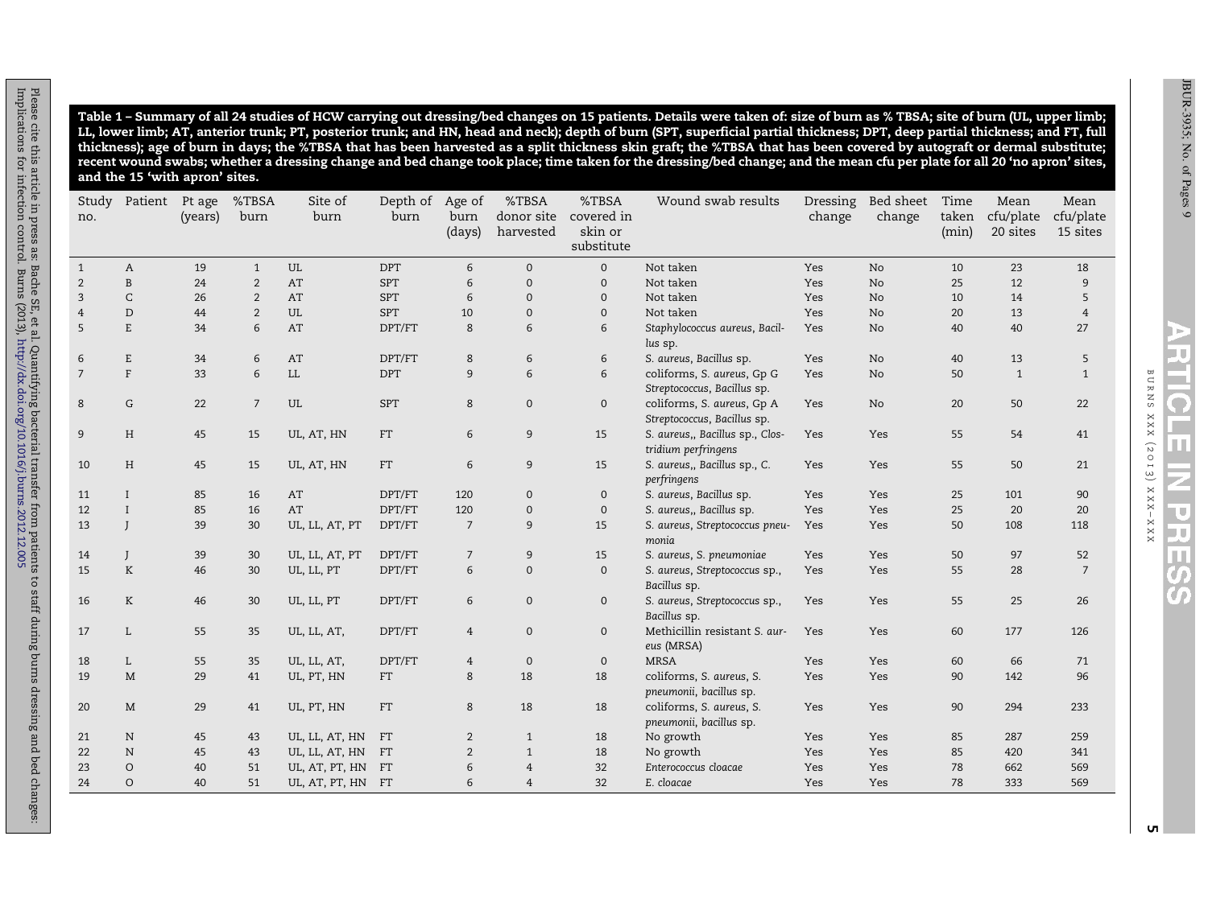Table 1 – Summary of all 24 studies of HCW carrying out dressing/bed changes on 15 patients. Details were taken of: size of burn as % TBSA; site of burn (UL, upper limb; LL, lower limb; AT, anterior trunk; PT, posterior trunk; and HN, head and neck); depth of burn (SPT, superficial partial thickness; DPT, deep partial thickness; and FT, full thickness); age of burn in days; the %TBSA that has been harvested as a split thickness skin graft; the %TBSA that has been covered by autograft or dermal substitute; recent wound swabs; whether a dressing change and bed change took place; time taken for the dressing/bed change; and the mean cfu per plate for all 20 'no apron' sites, and the 15 'with apron' sites.

| Study no. | Patient | Pt age (years) | %TBSA burn | Site of burn | Depth of burn | Age of burn (days) | %TBSA donor site harvested | %TBSA covered in skin or substitute | Wound swab results | Dressing change | Bed sheet change | Time taken (min) | Mean cfu/plate 20 sites | Mean cfu/plate 15 sites |
|---|---|---|---|---|---|---|---|---|---|---|---|---|---|---|
| 1 | A | 19 | 1 | UL | DPT | 6 | 0 | 0 | Not taken | Yes | No | 10 | 23 | 18 |
| 2 | B | 24 | 2 | AT | SPT | 6 | 0 | 0 | Not taken | Yes | No | 25 | 12 | 9 |
| 3 | C | 26 | 2 | AT | SPT | 6 | 0 | 0 | Not taken | Yes | No | 10 | 14 | 5 |
| 4 | D | 44 | 2 | UL | SPT | 10 | 0 | 0 | Not taken | Yes | No | 20 | 13 | 4 |
| 5 | E | 34 | 6 | AT | DPT/FT | 8 | 6 | 6 | *Staphylococcus aureus*, *Bacillus* sp. | Yes | No | 40 | 40 | 27 |
| 6 | E | 34 | 6 | AT | DPT/FT | 8 | 6 | 6 | *S. aureus*, *Bacillus* sp. | Yes | No | 40 | 13 | 5 |
| 7 | F | 33 | 6 | LL | DPT | 9 | 6 | 6 | coliforms, *S. aureus*, Gp G *Streptococcus*, *Bacillus* sp. | Yes | No | 50 | 1 | 1 |
| 8 | G | 22 | 7 | UL | SPT | 8 | 0 | 0 | coliforms, *S. aureus*, Gp A *Streptococcus*, *Bacillus* sp. | Yes | No | 20 | 50 | 22 |
| 9 | H | 45 | 15 | UL, AT, HN | FT | 6 | 9 | 15 | *S. aureus*,, *Bacillus* sp., *Clostridium perfringens* | Yes | Yes | 55 | 54 | 41 |
| 10 | H | 45 | 15 | UL, AT, HN | FT | 6 | 9 | 15 | *S. aureus*,, *Bacillus* sp., *C. perfringens* | Yes | Yes | 55 | 50 | 21 |
| 11 | I | 85 | 16 | AT | DPT/FT | 120 | 0 | 0 | *S. aureus*, *Bacillus* sp. | Yes | Yes | 25 | 101 | 90 |
| 12 | I | 85 | 16 | AT | DPT/FT | 120 | 0 | 0 | *S. aureus*,, *Bacillus* sp. | Yes | Yes | 25 | 20 | 20 |
| 13 | J | 39 | 30 | UL, LL, AT, PT | DPT/FT | 7 | 9 | 15 | *S. aureus*, *Streptococcus pneumonia* | Yes | Yes | 50 | 108 | 118 |
| 14 | J | 39 | 30 | UL, LL, AT, PT | DPT/FT | 7 | 9 | 15 | *S. aureus*, *S. pneumoniae* | Yes | Yes | 50 | 97 | 52 |
| 15 | K | 46 | 30 | UL, LL, PT | DPT/FT | 6 | 0 | 0 | *S. aureus*, *Streptococcus* sp., *Bacillus* sp. | Yes | Yes | 55 | 28 | 7 |
| 16 | K | 46 | 30 | UL, LL, PT | DPT/FT | 6 | 0 | 0 | *S. aureus*, *Streptococcus* sp., *Bacillus* sp. | Yes | Yes | 55 | 25 | 26 |
| 17 | L | 55 | 35 | UL, LL, AT, | DPT/FT | 4 | 0 | 0 | Methicillin resistant *S. aureus* (MRSA) | Yes | Yes | 60 | 177 | 126 |
| 18 | L | 55 | 35 | UL, LL, AT, | DPT/FT | 4 | 0 | 0 | MRSA | Yes | Yes | 60 | 66 | 71 |
| 19 | M | 29 | 41 | UL, PT, HN | FT | 8 | 18 | 18 | coliforms, *S. aureus*, *S. pneumonii*, *bacillus* sp. | Yes | Yes | 90 | 142 | 96 |
| 20 | M | 29 | 41 | UL, PT, HN | FT | 8 | 18 | 18 | coliforms, *S. aureus*, *S. pneumonii*, *bacillus* sp. | Yes | Yes | 90 | 294 | 233 |
| 21 | N | 45 | 43 | UL, LL, AT, HN | FT | 2 | 1 | 18 | No growth | Yes | Yes | 85 | 287 | 259 |
| 22 | N | 45 | 43 | UL, LL, AT, HN | FT | 2 | 1 | 18 | No growth | Yes | Yes | 85 | 420 | 341 |
| 23 | O | 40 | 51 | UL, AT, PT, HN | FT | 6 | 4 | 32 | *Enterococcus cloacae* | Yes | Yes | 78 | 662 | 569 |
| 24 | O | 40 | 51 | UL, AT, PT, HN | FT | 6 | 4 | 32 | *E. cloacae* | Yes | Yes | 78 | 333 | 569 |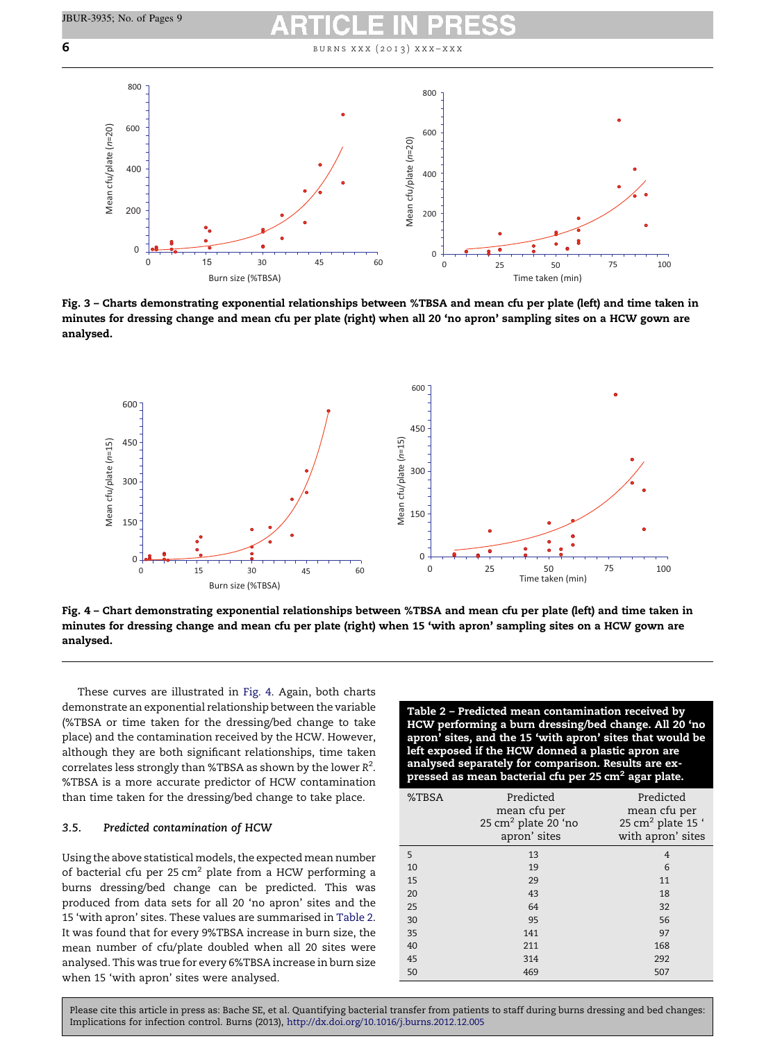Fig. 3 – Charts demonstrating exponential relationships between %TBSA and mean cfu per plate (left) and time taken in minutes for dressing change and mean cfu per plate (right) when all 20 'no apron' sampling sites on a HCW gown are analysed.

Fig. 4 – Chart demonstrating exponential relationships between %TBSA and mean cfu per plate (left) and time taken in minutes for dressing change and mean cfu per plate (right) when 15 'with apron' sampling sites on a HCW gown are analysed.

These curves are illustrated in Fig. 4. Again, both charts demonstrate an exponential relationship between the variable (%TBSA or time taken for the dressing/bed change to take place) and the contamination received by the HCW. However, although they are both significant relationships, time taken correlates less strongly than %TBSA as shown by the lower $R^2$. %TBSA is a more accurate predictor of HCW contamination than time taken for the dressing/bed change to take place.

### 3.5. *Predicted contamination of HCW*

Using the above statistical models, the expected mean number of bacterial cfu per 25 $cm^2$ plate from a HCW performing a burns dressing/bed change can be predicted. This was produced from data sets for all 20 'no apron' sites and the 15 'with apron' sites. These values are summarised in Table 2. It was found that for every 9%TBSA increase in burn size, the mean number of cfu/plate doubled when all 20 sites were analysed. This was true for every 6%TBSA increase in burn size when 15 'with apron' sites were analysed.

**Table 2 – Predicted mean contamination received by HCW performing a burn dressing/bed change. All 20 'no apron' sites, and the 15 'with apron' sites that would be left exposed if the HCW donned a plastic apron are analysed separately for comparison. Results are expressed as mean bacterial cfu per 25 $cm^2$ agar plate.**

| %TBSA | Predicted mean cfu per 25 $cm^2$ plate 20 'no apron' sites | Predicted mean cfu per 25 $cm^2$ plate 15 'with apron' sites |
|---|---|---|
| 5 | 13 | 4 |
| 10 | 19 | 6 |
| 15 | 29 | 11 |
| 20 | 43 | 18 |
| 25 | 64 | 32 |
| 30 | 95 | 56 |
| 35 | 141 | 97 |
| 40 | 211 | 168 |
| 45 | 314 | 292 |
| 50 | 469 | 507 |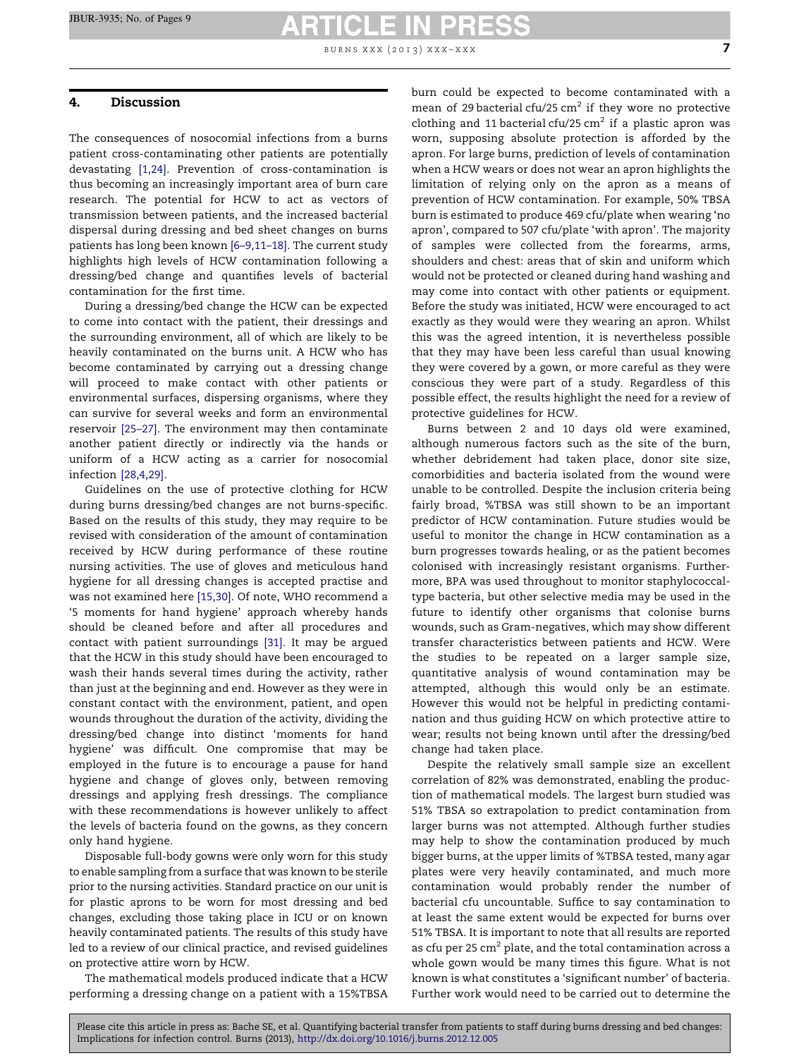## 4. Discussion

The consequences of nosocomial infections from a burns patient cross-contaminating other patients are potentially devastating [1,24]. Prevention of cross-contamination is thus becoming an increasingly important area of burn care research. The potential for HCW to act as vectors of transmission between patients, and the increased bacterial dispersal during dressing and bed sheet changes on burns patients has long been known [6–9,11–18]. The current study highlights high levels of HCW contamination following a dressing/bed change and quantifies levels of bacterial contamination for the first time.

During a dressing/bed change the HCW can be expected to come into contact with the patient, their dressings and the surrounding environment, all of which are likely to be heavily contaminated on the burns unit. A HCW who has become contaminated by carrying out a dressing change will proceed to make contact with other patients or environmental surfaces, dispersing organisms, where they can survive for several weeks and form an environmental reservoir [25–27]. The environment may then contaminate another patient directly or indirectly via the hands or uniform of a HCW acting as a carrier for nosocomial infection [28,4,29].

Guidelines on the use of protective clothing for HCW during burns dressing/bed changes are not burns-specific. Based on the results of this study, they may require to be revised with consideration of the amount of contamination received by HCW during performance of these routine nursing activities. The use of gloves and meticulous hand hygiene for all dressing changes is accepted practise and was not examined here [15,30]. Of note, WHO recommend a '5 moments for hand hygiene' approach whereby hands should be cleaned before and after all procedures and contact with patient surroundings [31]. It may be argued that the HCW in this study should have been encouraged to wash their hands several times during the activity, rather than just at the beginning and end. However as they were in constant contact with the environment, patient, and open wounds throughout the duration of the activity, dividing the dressing/bed change into distinct 'moments for hand hygiene' was difficult. One compromise that may be employed in the future is to encourage a pause for hand hygiene and change of gloves only, between removing dressings and applying fresh dressings. The compliance with these recommendations is however unlikely to affect the levels of bacteria found on the gowns, as they concern only hand hygiene.

Disposable full-body gowns were only worn for this study to enable sampling from a surface that was known to be sterile prior to the nursing activities. Standard practice on our unit is for plastic aprons to be worn for most dressing and bed changes, excluding those taking place in ICU or on known heavily contaminated patients. The results of this study have led to a review of our clinical practice, and revised guidelines on protective attire worn by HCW.

The mathematical models produced indicate that a HCW performing a dressing change on a patient with a 15%TBSA burn could be expected to become contaminated with a mean of 29 bacterial cfu/25 $cm^2$ if they wore no protective clothing and 11 bacterial cfu/25 $cm^2$ if a plastic apron was worn, supposing absolute protection is afforded by the apron. For large burns, prediction of levels of contamination when a HCW wears or does not wear an apron highlights the limitation of relying only on the apron as a means of prevention of HCW contamination. For example, 50% TBSA burn is estimated to produce 469 cfu/plate when wearing 'no apron', compared to 507 cfu/plate 'with apron'. The majority of samples were collected from the forearms, arms, shoulders and chest: areas that of skin and uniform which would not be protected or cleaned during hand washing and may come into contact with other patients or equipment. Before the study was initiated, HCW were encouraged to act exactly as they would were they wearing an apron. Whilst this was the agreed intention, it is nevertheless possible that they may have been less careful than usual knowing they were covered by a gown, or more careful as they were conscious they were part of a study. Regardless of this possible effect, the results highlight the need for a review of protective guidelines for HCW.

Burns between 2 and 10 days old were examined, although numerous factors such as the site of the burn, whether debridement had taken place, donor site size, comorbidities and bacteria isolated from the wound were unable to be controlled. Despite the inclusion criteria being fairly broad, %TBSA was still shown to be an important predictor of HCW contamination. Future studies would be useful to monitor the change in HCW contamination as a burn progresses towards healing, or as the patient becomes colonised with increasingly resistant organisms. Furthermore, BPA was used throughout to monitor staphylococcal-type bacteria, but other selective media may be used in the future to identify other organisms that colonise burns wounds, such as Gram-negatives, which may show different transfer characteristics between patients and HCW. Were the studies to be repeated on a larger sample size, quantitative analysis of wound contamination may be attempted, although this would only be an estimate. However this would not be helpful in predicting contamination and thus guiding HCW on which protective attire to wear; results not being known until after the dressing/bed change had taken place.

Despite the relatively small sample size an excellent correlation of 82% was demonstrated, enabling the production of mathematical models. The largest burn studied was 51% TBSA so extrapolation to predict contamination from larger burns was not attempted. Although further studies may help to show the contamination produced by much bigger burns, at the upper limits of %TBSA tested, many agar plates were very heavily contaminated, and much more contamination would probably render the number of bacterial cfu uncountable. Suffice to say contamination to at least the same extent would be expected for burns over 51% TBSA. It is important to note that all results are reported as cfu per 25 $cm^2$ plate, and the total contamination across a whole gown would be many times this figure. What is not known is what constitutes a 'significant number' of bacteria. Further work would need to be carried out to determine the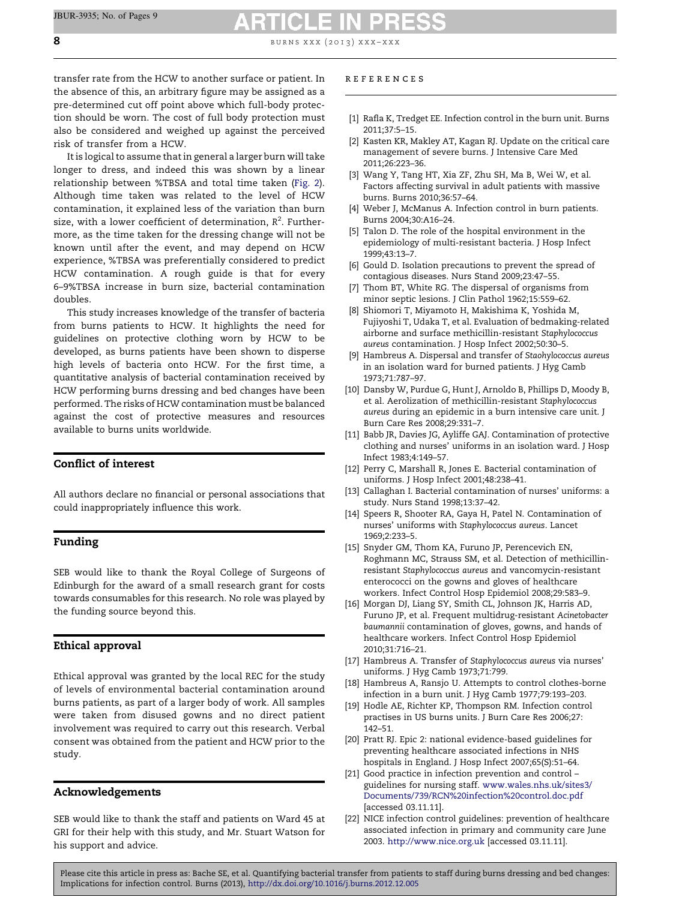transfer rate from the HCW to another surface or patient. In the absence of this, an arbitrary figure may be assigned as a pre-determined cut off point above which full-body protection should be worn. The cost of full body protection must also be considered and weighed up against the perceived risk of transfer from a HCW.

It is logical to assume that in general a larger burn will take longer to dress, and indeed this was shown by a linear relationship between %TBSA and total time taken (Fig. 2). Although time taken was related to the level of HCW contamination, it explained less of the variation than burn size, with a lower coefficient of determination, $R^2$. Furthermore, as the time taken for the dressing change will not be known until after the event, and may depend on HCW experience, %TBSA was preferentially considered to predict HCW contamination. A rough guide is that for every 6–9%TBSA increase in burn size, bacterial contamination doubles.

This study increases knowledge of the transfer of bacteria from burns patients to HCW. It highlights the need for guidelines on protective clothing worn by HCW to be developed, as burns patients have been shown to disperse high levels of bacteria onto HCW. For the first time, a quantitative analysis of bacterial contamination received by HCW performing burns dressing and bed changes have been performed. The risks of HCW contamination must be balanced against the cost of protective measures and resources available to burns units worldwide.

## Conflict of interest

All authors declare no financial or personal associations that could inappropriately influence this work.

## Funding

SEB would like to thank the Royal College of Surgeons of Edinburgh for the award of a small research grant for costs towards consumables for this research. No role was played by the funding source beyond this.

## Ethical approval

Ethical approval was granted by the local REC for the study of levels of environmental bacterial contamination around burns patients, as part of a larger body of work. All samples were taken from disused gowns and no direct patient involvement was required to carry out this research. Verbal consent was obtained from the patient and HCW prior to the study.

## Acknowledgements

SEB would like to thank the staff and patients on Ward 45 at GRI for their help with this study, and Mr. Stuart Watson for his support and advice.

## REFERENCES

[1] Rafla K, Tredget EE. Infection control in the burn unit. Burns 2011;37:5–15.

[2] Kasten KR, Makley AT, Kagan RJ. Update on the critical care management of severe burns. J Intensive Care Med 2011;26:223–36.

[3] Wang Y, Tang HT, Xia ZF, Zhu SH, Ma B, Wei W, et al. Factors affecting survival in adult patients with massive burns. Burns 2010;36:57–64.

[4] Weber J, McManus A. Infection control in burn patients. Burns 2004;30:A16–24.

[5] Talon D. The role of the hospital environment in the epidemiology of multi-resistant bacteria. J Hosp Infect 1999;43:13–7.

[6] Gould D. Isolation precautions to prevent the spread of contagious diseases. Nurs Stand 2009;23:47–55.

[7] Thom BT, White RG. The dispersal of organisms from minor septic lesions. J Clin Pathol 1962;15:559–62.

[8] Shiomori T, Miyamoto H, Makishima K, Yoshida M, Fujiyoshi T, Udaka T, et al. Evaluation of bedmaking-related airborne and surface methicillin-resistant *Staphylococcus aureus* contamination. J Hosp Infect 2002;50:30–5.

[9] Hambreus A. Dispersal and transfer of *Staohylococcus aureus* in an isolation ward for burned patients. J Hyg Camb 1973;71:787–97.

[10] Dansby W, Purdue G, Hunt J, Arnoldo B, Phillips D, Moody B, et al. Aerolization of methicillin-resistant *Staphylococcus aureus* during an epidemic in a burn intensive care unit. J Burn Care Res 2008;29:331–7.

[11] Babb JR, Davies JG, Ayliffe GAJ. Contamination of protective clothing and nurses' uniforms in an isolation ward. J Hosp Infect 1983;4:149–57.

[12] Perry C, Marshall R, Jones E. Bacterial contamination of uniforms. J Hosp Infect 2001;48:238–41.

[13] Callaghan I. Bacterial contamination of nurses' uniforms: a study. Nurs Stand 1998;13:37–42.

[14] Speers R, Shooter RA, Gaya H, Patel N. Contamination of nurses' uniforms with *Staphylococcus aureus*. Lancet 1969;2:233–5.

[15] Snyder GM, Thom KA, Furuno JP, Perencevich EN, Roghmann MC, Strauss SM, et al. Detection of methicillin-resistant *Staphylococcus aureus* and vancomycin-resistant enterococci on the gowns and gloves of healthcare workers. Infect Control Hosp Epidemiol 2008;29:583–9.

[16] Morgan DJ, Liang SY, Smith CL, Johnson JK, Harris AD, Furuno JP, et al. Frequent multidrug-resistant *Acinetobacter baumannii* contamination of gloves, gowns, and hands of healthcare workers. Infect Control Hosp Epidemiol 2010;31:716–21.

[17] Hambreus A. Transfer of *Staphylococcus aureus* via nurses' uniforms. J Hyg Camb 1973;71:799.

[18] Hambreus A, Ransjo U. Attempts to control clothes-borne infection in a burn unit. J Hyg Camb 1977;79:193–203.

[19] Hodle AE, Richter KP, Thompson RM. Infection control practises in US burns units. J Burn Care Res 2006;27:142–51.

[20] Pratt RJ. Epic 2: national evidence-based guidelines for preventing healthcare associated infections in NHS hospitals in England. J Hosp Infect 2007;65(S):51–64.

[21] Good practice in infection prevention and control – guidelines for nursing staff. www.wales.nhs.uk/sites3/Documents/739/RCN%20infection%20control.doc.pdf [accessed 03.11.11].

[22] NICE infection control guidelines: prevention of healthcare associated infection in primary and community care June 2003. http://www.nice.org.uk [accessed 03.11.11].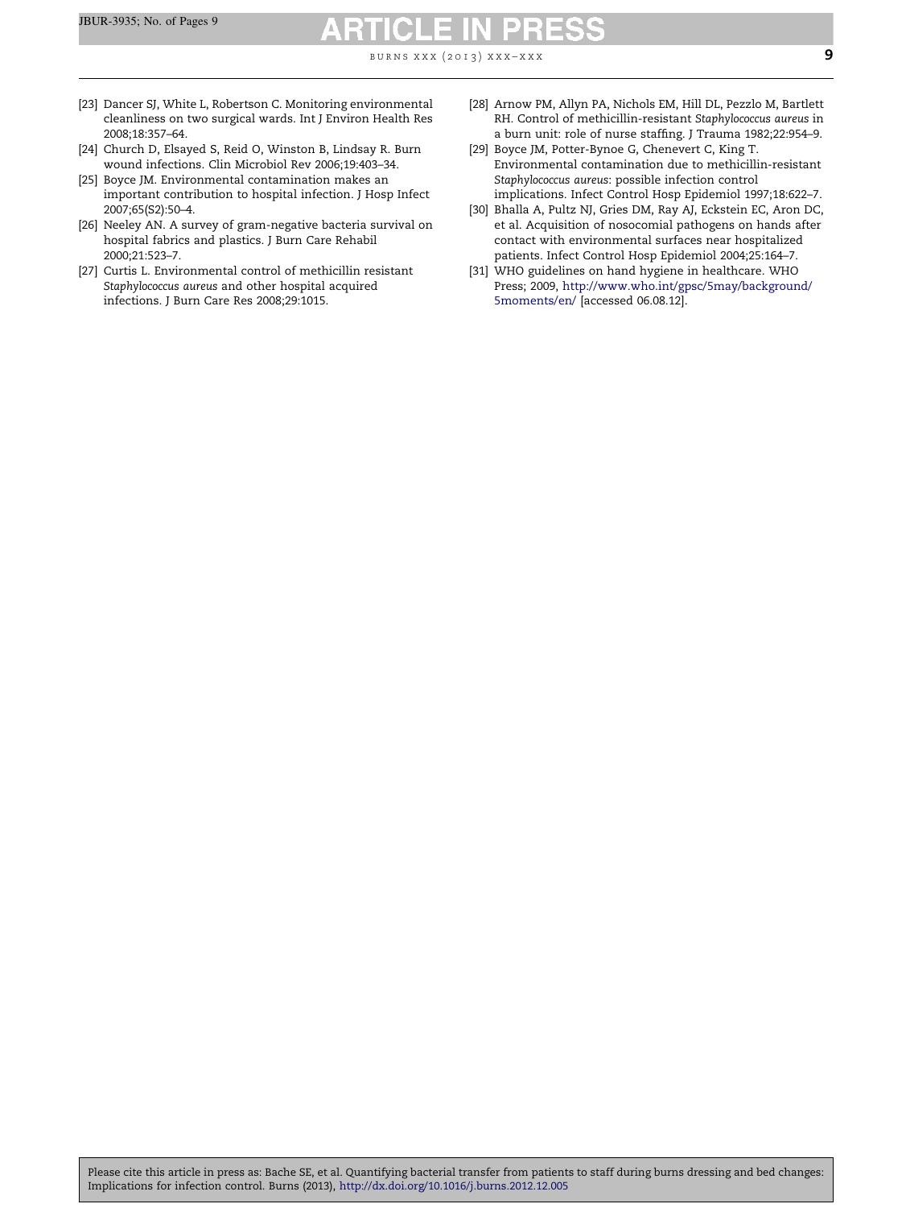[23] Dancer SJ, White L, Robertson C. Monitoring environmental cleanliness on two surgical wards. Int J Environ Health Res 2008;18:357–64.

[24] Church D, Elsayed S, Reid O, Winston B, Lindsay R. Burn wound infections. Clin Microbiol Rev 2006;19:403–34.

[25] Boyce JM. Environmental contamination makes an important contribution to hospital infection. J Hosp Infect 2007;65(S2):50–4.

[26] Neeley AN. A survey of gram-negative bacteria survival on hospital fabrics and plastics. J Burn Care Rehabil 2000;21:523–7.

[27] Curtis L. Environmental control of methicillin resistant *Staphylococcus aureus* and other hospital acquired infections. J Burn Care Res 2008;29:1015.

[28] Arnow PM, Allyn PA, Nichols EM, Hill DL, Pezzlo M, Bartlett RH. Control of methicillin-resistant *Staphylococcus aureus* in a burn unit: role of nurse staffing. J Trauma 1982;22:954–9.

[29] Boyce JM, Potter-Bynoe G, Chenevert C, King T. Environmental contamination due to methicillin-resistant *Staphylococcus aureus*: possible infection control implications. Infect Control Hosp Epidemiol 1997;18:622–7.

[30] Bhalla A, Pultz NJ, Gries DM, Ray AJ, Eckstein EC, Aron DC, et al. Acquisition of nosocomial pathogens on hands after contact with environmental surfaces near hospitalized patients. Infect Control Hosp Epidemiol 2004;25:164–7.

[31] WHO guidelines on hand hygiene in healthcare. WHO Press; 2009, http://www.who.int/gpsc/5may/background/5moments/en/ [accessed 06.08.12].

Please cite this article in press as: Bache SE, et al. Quantifying bacterial transfer from patients to staff during burns dressing and bed changes: Implications for infection control. Burns (2013), http://dx.doi.org/10.1016/j.burns.2012.12.005